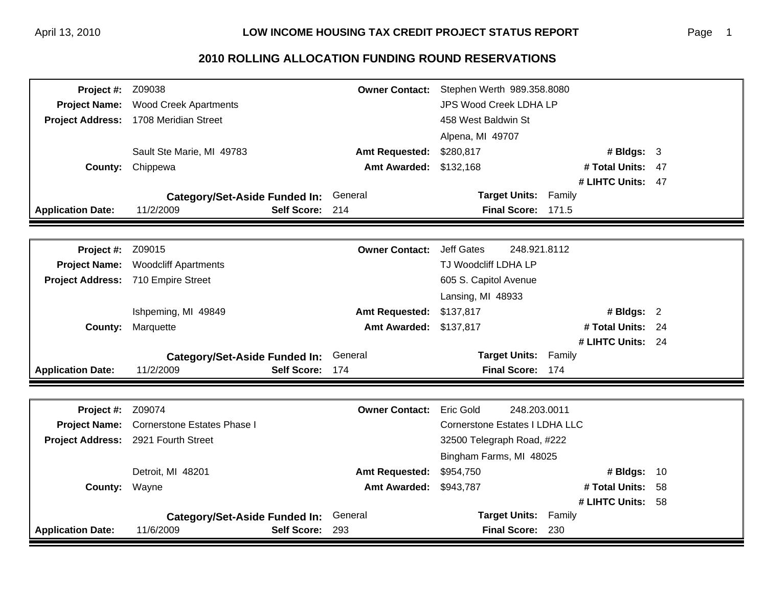# LOW INCOME HOUSING TAX CREDIT PROJECT STATUS REPORT

## 2010 ROLLING ALLOCATION FUNDING ROUND RESERVATIONS

| | | | | | |
|---|---|---|---|---|---|
| **Project #:** | Z09038 | **Owner Contact:** | Stephen Werth 989.358.8080 | | |
| **Project Name:** | Wood Creek Apartments | | JPS Wood Creek LDHA LP | | |
| **Project Address:** | 1708 Meridian Street | | 458 West Baldwin St | | |
| | | | Alpena, MI 49707 | | |
| | Sault Ste Marie, MI 49783 | **Amt Requested:** | $280,817 | **# Bldgs:** | 3 |
| **County:** | Chippewa | **Amt Awarded:** | $132,168 | **# Total Units:** | 47 |
| | | | | **# LIHTC Units:** | 47 |
| | **Category/Set-Aside Funded In:** | General | **Target Units:** | Family | |
| **Application Date:** | 11/2/2009 | **Self Score:** 214 | **Final Score:** | 171.5 | |

| | | | | | |
|---|---|---|---|---|---|
| **Project #:** | Z09015 | **Owner Contact:** | Jeff Gates 248.921.8112 | | |
| **Project Name:** | Woodcliff Apartments | | TJ Woodcliff LDHA LP | | |
| **Project Address:** | 710 Empire Street | | 605 S. Capitol Avenue | | |
| | | | Lansing, MI 48933 | | |
| | Ishpeming, MI 49849 | **Amt Requested:** | $137,817 | **# Bldgs:** | 2 |
| **County:** | Marquette | **Amt Awarded:** | $137,817 | **# Total Units:** | 24 |
| | | | | **# LIHTC Units:** | 24 |
| | **Category/Set-Aside Funded In:** | General | **Target Units:** | Family | |
| **Application Date:** | 11/2/2009 | **Self Score:** 174 | **Final Score:** | 174 | |

| | | | | | |
|---|---|---|---|---|---|
| **Project #:** | Z09074 | **Owner Contact:** | Eric Gold 248.203.0011 | | |
| **Project Name:** | Cornerstone Estates Phase I | | Cornerstone Estates I LDHA LLC | | |
| **Project Address:** | 2921 Fourth Street | | 32500 Telegraph Road, #222 | | |
| | | | Bingham Farms, MI 48025 | | |
| | Detroit, MI 48201 | **Amt Requested:** | $954,750 | **# Bldgs:** | 10 |
| **County:** | Wayne | **Amt Awarded:** | $943,787 | **# Total Units:** | 58 |
| | | | | **# LIHTC Units:** | 58 |
| | **Category/Set-Aside Funded In:** | General | **Target Units:** | Family | |
| **Application Date:** | 11/6/2009 | **Self Score:** 293 | **Final Score:** | 230 | |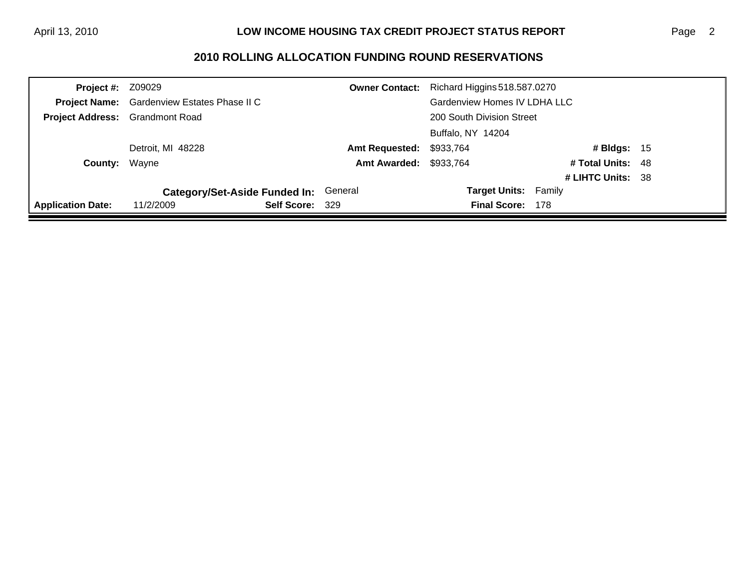## LOW INCOME HOUSING TAX CREDIT PROJECT STATUS REPORT

## 2010 ROLLING ALLOCATION FUNDING ROUND RESERVATIONS

| | | | | | |
|---|---|---|---|---|---|
| **Project #:** | Z09029 | **Owner Contact:** | Richard Higgins 518.587.0270 | | |
| **Project Name:** | Gardenview Estates Phase II C | | Gardenview Homes IV LDHA LLC | | |
| **Project Address:** | Grandmont Road | | 200 South Division Street | | |
| | | | Buffalo, NY 14204 | | |
| | Detroit, MI 48228 | **Amt Requested:** | $933,764 | **# Bldgs:** | 15 |
| **County:** | Wayne | **Amt Awarded:** | $933,764 | **# Total Units:** | 48 |
| | | | | **# LIHTC Units:** | 38 |
| | **Category/Set-Aside Funded In:** | General | **Target Units:** | Family | |
| **Application Date:** | 11/2/2009 | **Self Score:** 329 | **Final Score:** | 178 | |